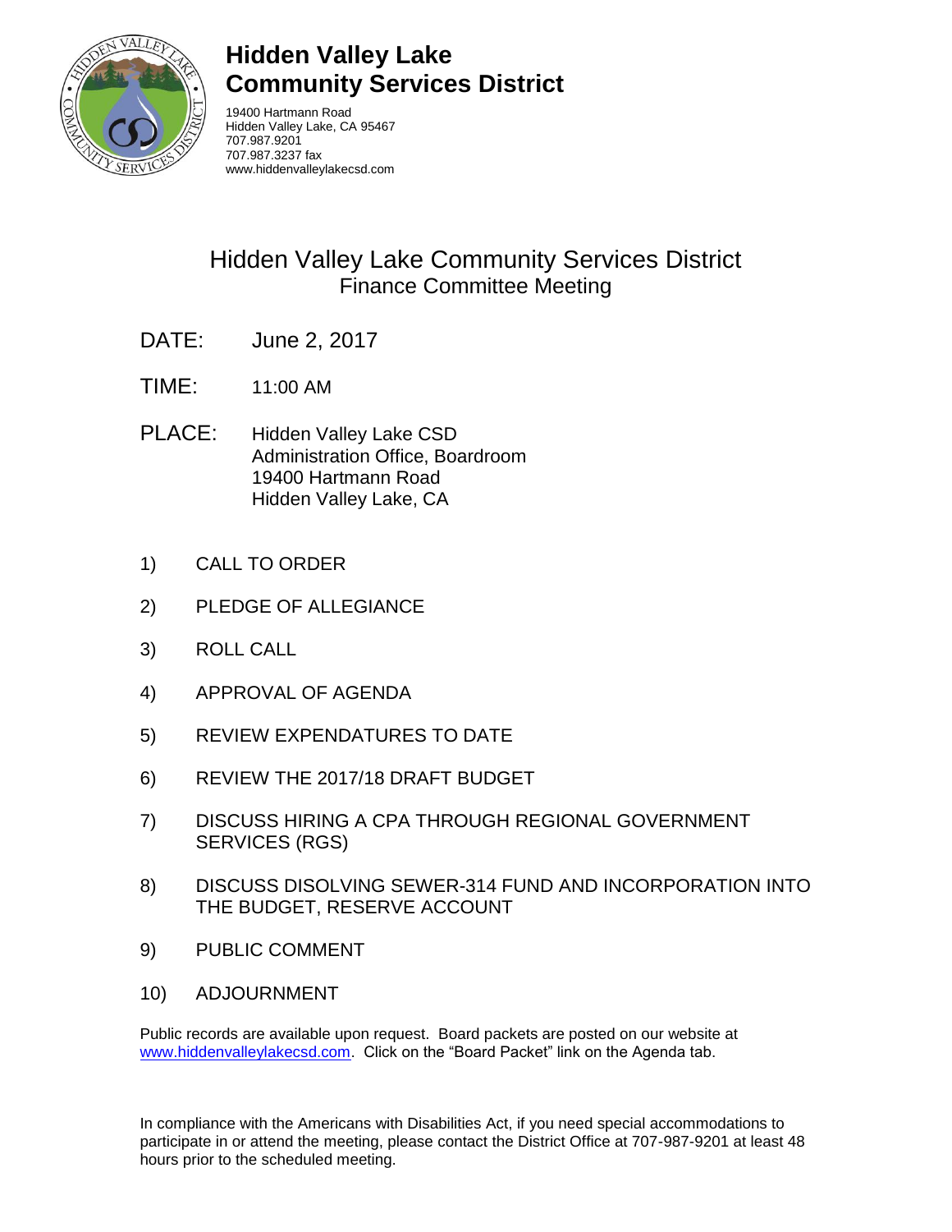# Hidden Valley Lake Community Services District

19400 Hartmann Road
Hidden Valley Lake, CA 95467
707.987.9201
707.987.3237 fax
www.hiddenvalleylakecsd.com

## Hidden Valley Lake Community Services District
### Finance Committee Meeting

DATE: June 2, 2017

TIME: 11:00 AM

PLACE: Hidden Valley Lake CSD
Administration Office, Boardroom
19400 Hartmann Road
Hidden Valley Lake, CA

1) CALL TO ORDER
2) PLEDGE OF ALLEGIANCE
3) ROLL CALL
4) APPROVAL OF AGENDA
5) REVIEW EXPENDATURES TO DATE
6) REVIEW THE 2017/18 DRAFT BUDGET
7) DISCUSS HIRING A CPA THROUGH REGIONAL GOVERNMENT SERVICES (RGS)
8) DISCUSS DISOLVING SEWER-314 FUND AND INCORPORATION INTO THE BUDGET, RESERVE ACCOUNT
9) PUBLIC COMMENT
10) ADJOURNMENT

Public records are available upon request. Board packets are posted on our website at www.hiddenvalleylakecsd.com. Click on the "Board Packet" link on the Agenda tab.

In compliance with the Americans with Disabilities Act, if you need special accommodations to participate in or attend the meeting, please contact the District Office at 707-987-9201 at least 48 hours prior to the scheduled meeting.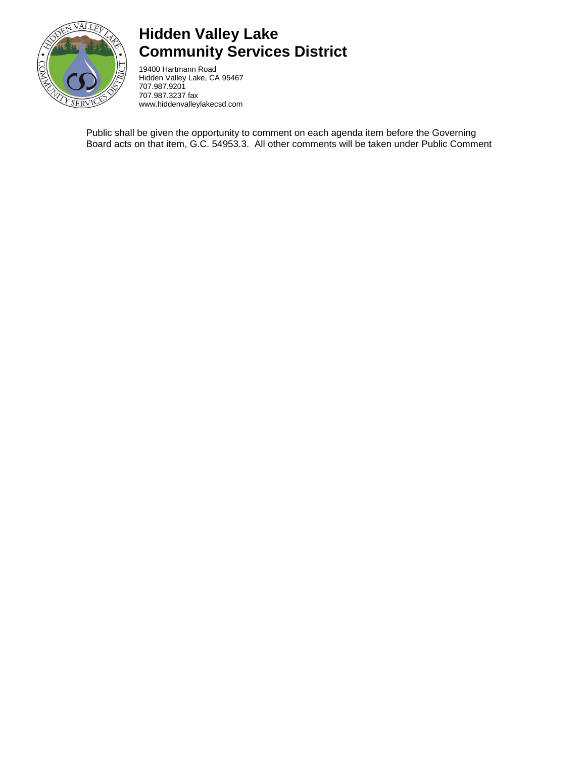# Hidden Valley Lake Community Services District

19400 Hartmann Road
Hidden Valley Lake, CA 95467
707.987.9201
707.987.3237 fax
www.hiddenvalleylakecsd.com

Public shall be given the opportunity to comment on each agenda item before the Governing Board acts on that item, G.C. 54953.3. All other comments will be taken under Public Comment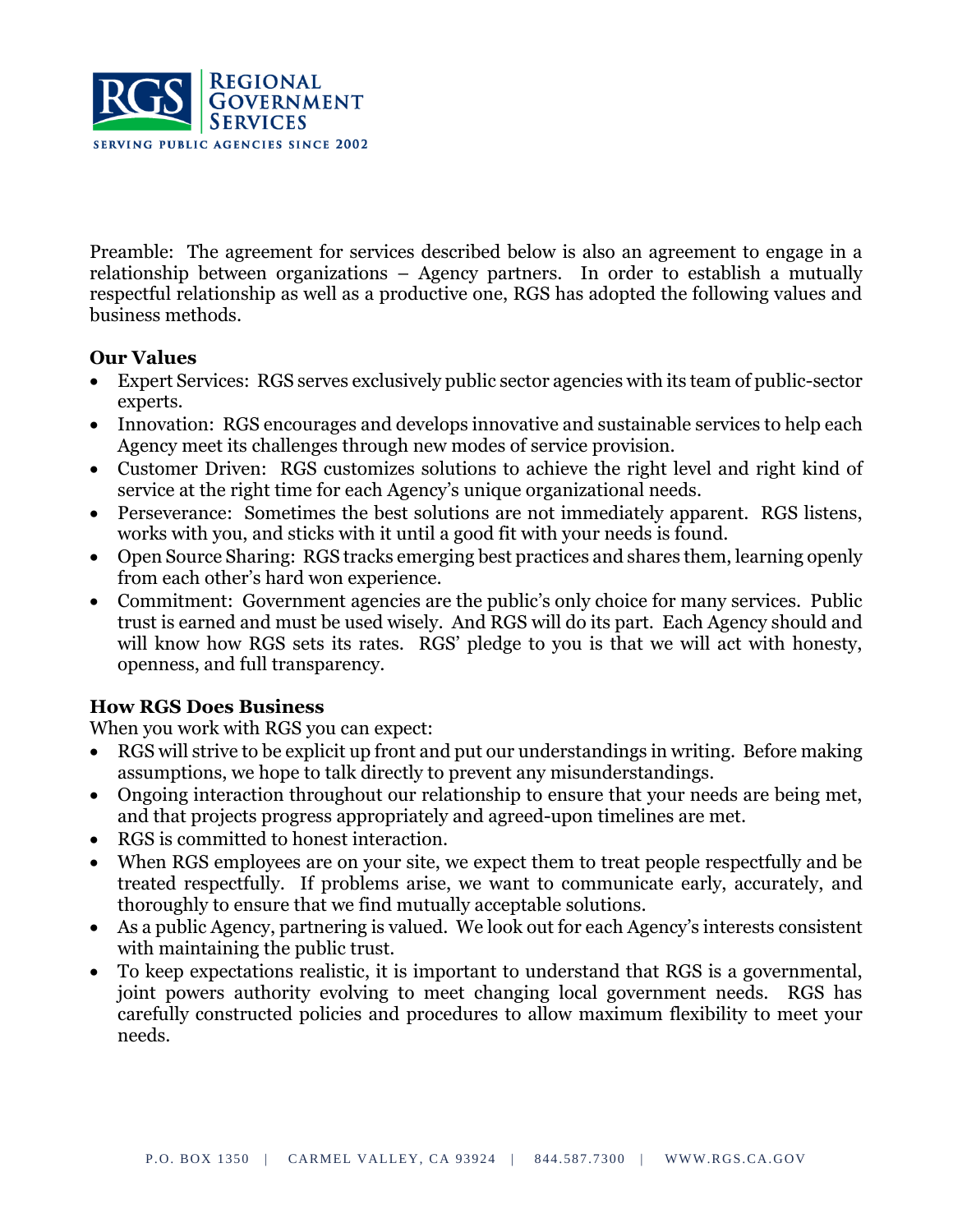Preamble: The agreement for services described below is also an agreement to engage in a relationship between organizations – Agency partners. In order to establish a mutually respectful relationship as well as a productive one, RGS has adopted the following values and business methods.

**Our Values**

- Expert Services: RGS serves exclusively public sector agencies with its team of public-sector experts.
- Innovation: RGS encourages and develops innovative and sustainable services to help each Agency meet its challenges through new modes of service provision.
- Customer Driven: RGS customizes solutions to achieve the right level and right kind of service at the right time for each Agency's unique organizational needs.
- Perseverance: Sometimes the best solutions are not immediately apparent. RGS listens, works with you, and sticks with it until a good fit with your needs is found.
- Open Source Sharing: RGS tracks emerging best practices and shares them, learning openly from each other's hard won experience.
- Commitment: Government agencies are the public's only choice for many services. Public trust is earned and must be used wisely. And RGS will do its part. Each Agency should and will know how RGS sets its rates. RGS' pledge to you is that we will act with honesty, openness, and full transparency.

**How RGS Does Business**

When you work with RGS you can expect:

- RGS will strive to be explicit up front and put our understandings in writing. Before making assumptions, we hope to talk directly to prevent any misunderstandings.
- Ongoing interaction throughout our relationship to ensure that your needs are being met, and that projects progress appropriately and agreed-upon timelines are met.
- RGS is committed to honest interaction.
- When RGS employees are on your site, we expect them to treat people respectfully and be treated respectfully. If problems arise, we want to communicate early, accurately, and thoroughly to ensure that we find mutually acceptable solutions.
- As a public Agency, partnering is valued. We look out for each Agency's interests consistent with maintaining the public trust.
- To keep expectations realistic, it is important to understand that RGS is a governmental, joint powers authority evolving to meet changing local government needs. RGS has carefully constructed policies and procedures to allow maximum flexibility to meet your needs.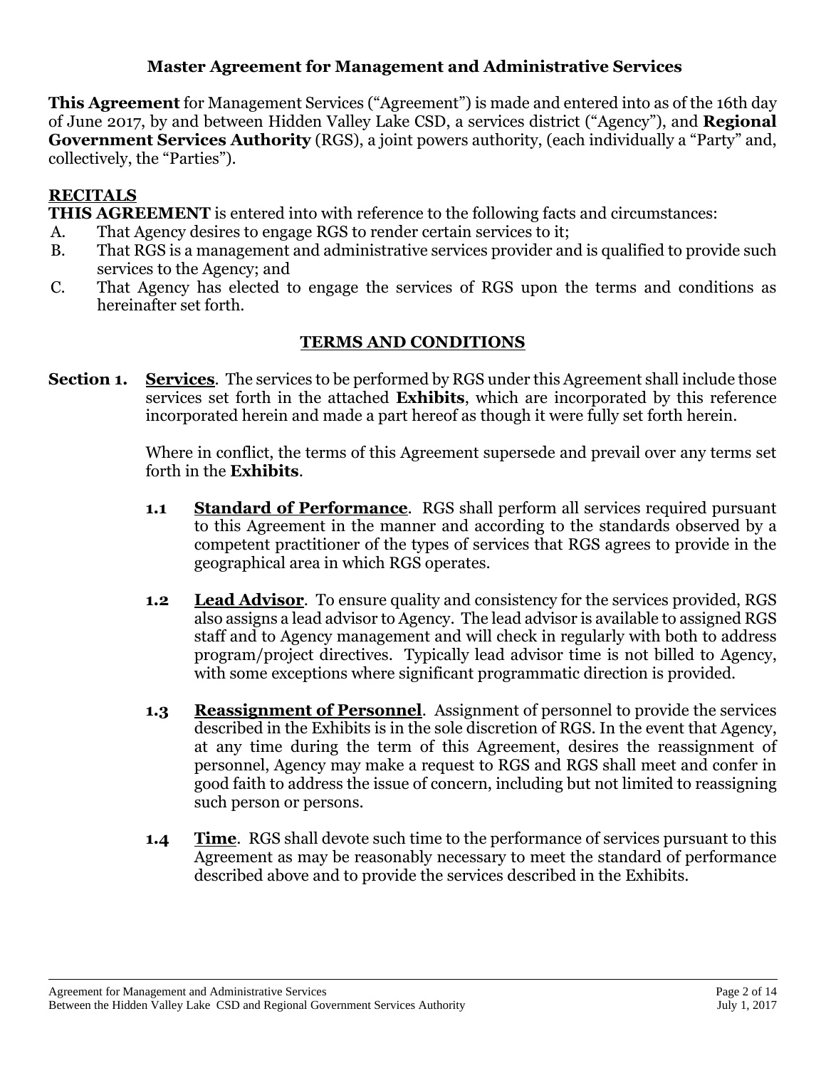# Master Agreement for Management and Administrative Services

**This Agreement** for Management Services ("Agreement") is made and entered into as of the 16th day of June 2017, by and between Hidden Valley Lake CSD, a services district ("Agency"), and **Regional Government Services Authority** (RGS), a joint powers authority, (each individually a "Party" and, collectively, the "Parties").

## RECITALS

**THIS AGREEMENT** is entered into with reference to the following facts and circumstances:

A. That Agency desires to engage RGS to render certain services to it;

B. That RGS is a management and administrative services provider and is qualified to provide such services to the Agency; and

C. That Agency has elected to engage the services of RGS upon the terms and conditions as hereinafter set forth.

## TERMS AND CONDITIONS

**Section 1. Services**. The services to be performed by RGS under this Agreement shall include those services set forth in the attached **Exhibits**, which are incorporated by this reference incorporated herein and made a part hereof as though it were fully set forth herein.

Where in conflict, the terms of this Agreement supersede and prevail over any terms set forth in the **Exhibits**.

**1.1 Standard of Performance**. RGS shall perform all services required pursuant to this Agreement in the manner and according to the standards observed by a competent practitioner of the types of services that RGS agrees to provide in the geographical area in which RGS operates.

**1.2 Lead Advisor**. To ensure quality and consistency for the services provided, RGS also assigns a lead advisor to Agency. The lead advisor is available to assigned RGS staff and to Agency management and will check in regularly with both to address program/project directives. Typically lead advisor time is not billed to Agency, with some exceptions where significant programmatic direction is provided.

**1.3 Reassignment of Personnel**. Assignment of personnel to provide the services described in the Exhibits is in the sole discretion of RGS. In the event that Agency, at any time during the term of this Agreement, desires the reassignment of personnel, Agency may make a request to RGS and RGS shall meet and confer in good faith to address the issue of concern, including but not limited to reassigning such person or persons.

**1.4 Time**. RGS shall devote such time to the performance of services pursuant to this Agreement as may be reasonably necessary to meet the standard of performance described above and to provide the services described in the Exhibits.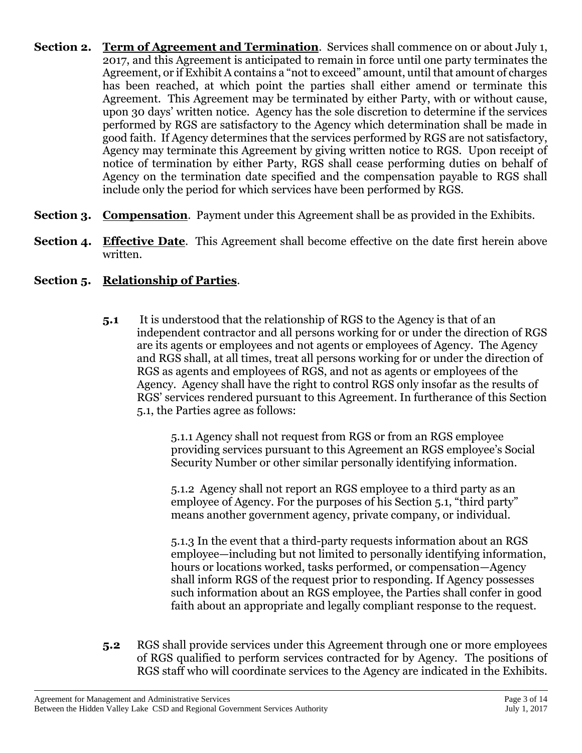**Section 2. <u>Term of Agreement and Termination</u>**. Services shall commence on or about July 1, 2017, and this Agreement is anticipated to remain in force until one party terminates the Agreement, or if Exhibit A contains a "not to exceed" amount, until that amount of charges has been reached, at which point the parties shall either amend or terminate this Agreement. This Agreement may be terminated by either Party, with or without cause, upon 30 days' written notice. Agency has the sole discretion to determine if the services performed by RGS are satisfactory to the Agency which determination shall be made in good faith. If Agency determines that the services performed by RGS are not satisfactory, Agency may terminate this Agreement by giving written notice to RGS. Upon receipt of notice of termination by either Party, RGS shall cease performing duties on behalf of Agency on the termination date specified and the compensation payable to RGS shall include only the period for which services have been performed by RGS.

**Section 3. <u>Compensation</u>**. Payment under this Agreement shall be as provided in the Exhibits.

**Section 4. <u>Effective Date</u>**. This Agreement shall become effective on the date first herein above written.

**Section 5. <u>Relationship of Parties</u>**.

**5.1** It is understood that the relationship of RGS to the Agency is that of an independent contractor and all persons working for or under the direction of RGS are its agents or employees and not agents or employees of Agency. The Agency and RGS shall, at all times, treat all persons working for or under the direction of RGS as agents and employees of RGS, and not as agents or employees of the Agency. Agency shall have the right to control RGS only insofar as the results of RGS' services rendered pursuant to this Agreement. In furtherance of this Section 5.1, the Parties agree as follows:

5.1.1 Agency shall not request from RGS or from an RGS employee providing services pursuant to this Agreement an RGS employee's Social Security Number or other similar personally identifying information.

5.1.2 Agency shall not report an RGS employee to a third party as an employee of Agency. For the purposes of his Section 5.1, "third party" means another government agency, private company, or individual.

5.1.3 In the event that a third-party requests information about an RGS employee—including but not limited to personally identifying information, hours or locations worked, tasks performed, or compensation—Agency shall inform RGS of the request prior to responding. If Agency possesses such information about an RGS employee, the Parties shall confer in good faith about an appropriate and legally compliant response to the request.

**5.2** RGS shall provide services under this Agreement through one or more employees of RGS qualified to perform services contracted for by Agency. The positions of RGS staff who will coordinate services to the Agency are indicated in the Exhibits.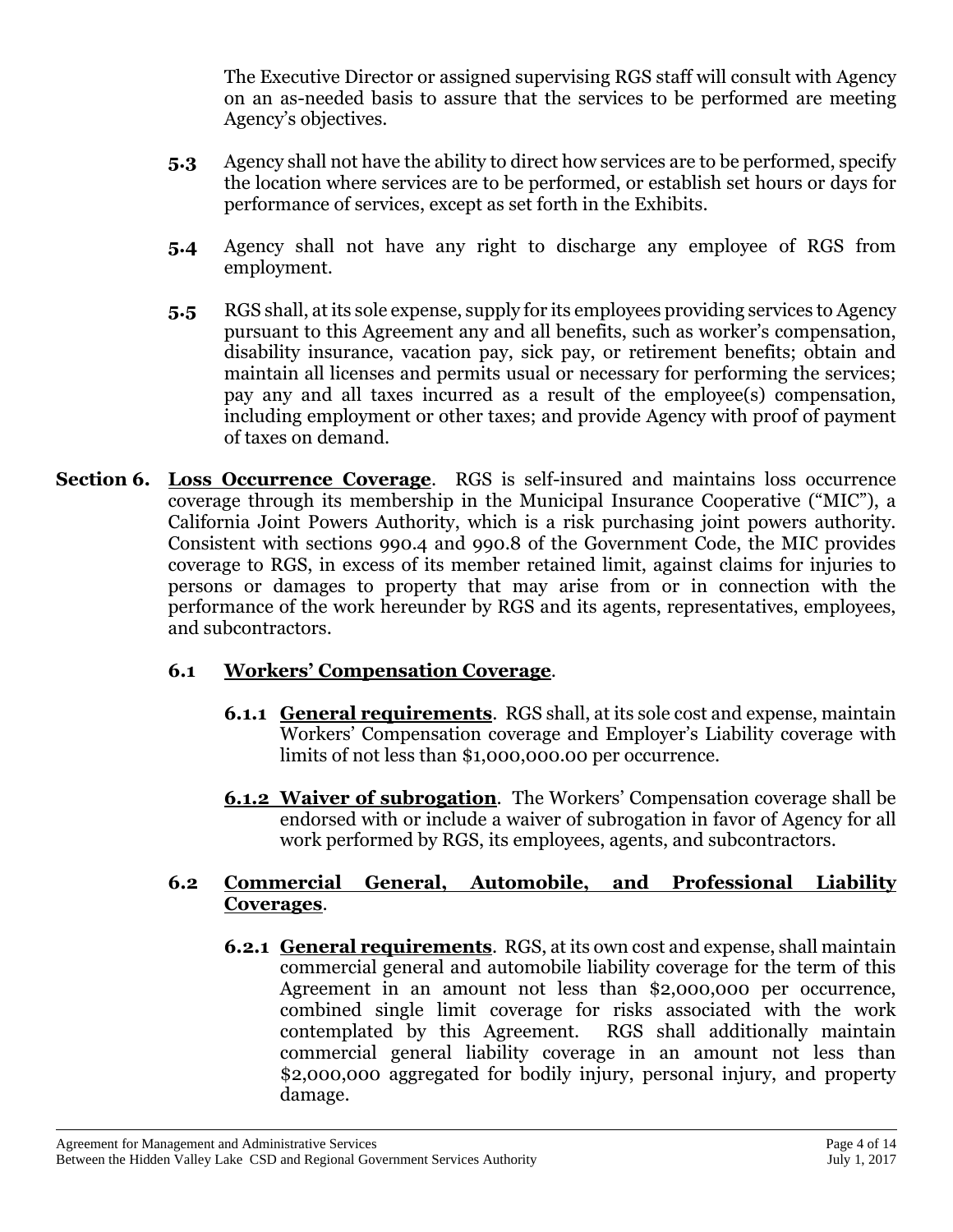The Executive Director or assigned supervising RGS staff will consult with Agency on an as-needed basis to assure that the services to be performed are meeting Agency's objectives.

**5.3** Agency shall not have the ability to direct how services are to be performed, specify the location where services are to be performed, or establish set hours or days for performance of services, except as set forth in the Exhibits.

**5.4** Agency shall not have any right to discharge any employee of RGS from employment.

**5.5** RGS shall, at its sole expense, supply for its employees providing services to Agency pursuant to this Agreement any and all benefits, such as worker's compensation, disability insurance, vacation pay, sick pay, or retirement benefits; obtain and maintain all licenses and permits usual or necessary for performing the services; pay any and all taxes incurred as a result of the employee(s) compensation, including employment or other taxes; and provide Agency with proof of payment of taxes on demand.

**Section 6.** **Loss Occurrence Coverage**. RGS is self-insured and maintains loss occurrence coverage through its membership in the Municipal Insurance Cooperative ("MIC"), a California Joint Powers Authority, which is a risk purchasing joint powers authority. Consistent with sections 990.4 and 990.8 of the Government Code, the MIC provides coverage to RGS, in excess of its member retained limit, against claims for injuries to persons or damages to property that may arise from or in connection with the performance of the work hereunder by RGS and its agents, representatives, employees, and subcontractors.

**6.1** **Workers' Compensation Coverage**.

**6.1.1** **General requirements**. RGS shall, at its sole cost and expense, maintain Workers' Compensation coverage and Employer's Liability coverage with limits of not less than $1,000,000.00 per occurrence.

**6.1.2** **Waiver of subrogation**. The Workers' Compensation coverage shall be endorsed with or include a waiver of subrogation in favor of Agency for all work performed by RGS, its employees, agents, and subcontractors.

**6.2** **Commercial General, Automobile, and Professional Liability Coverages**.

**6.2.1** **General requirements**. RGS, at its own cost and expense, shall maintain commercial general and automobile liability coverage for the term of this Agreement in an amount not less than $2,000,000 per occurrence, combined single limit coverage for risks associated with the work contemplated by this Agreement. RGS shall additionally maintain commercial general liability coverage in an amount not less than $2,000,000 aggregated for bodily injury, personal injury, and property damage.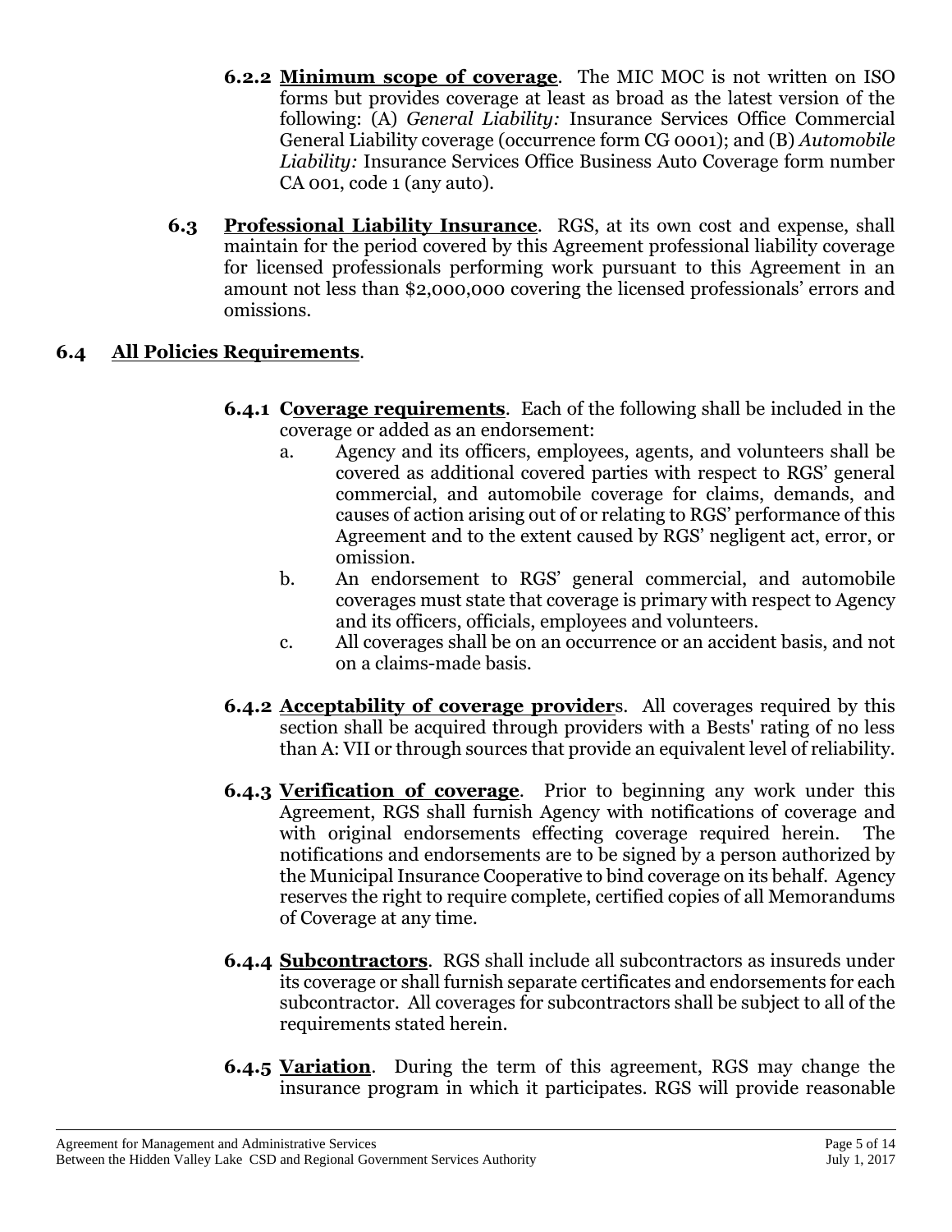**6.2.2 Minimum scope of coverage**. The MIC MOC is not written on ISO forms but provides coverage at least as broad as the latest version of the following: (A) *General Liability:* Insurance Services Office Commercial General Liability coverage (occurrence form CG 0001); and (B) *Automobile Liability:* Insurance Services Office Business Auto Coverage form number CA 001, code 1 (any auto).

**6.3 Professional Liability Insurance**. RGS, at its own cost and expense, shall maintain for the period covered by this Agreement professional liability coverage for licensed professionals performing work pursuant to this Agreement in an amount not less than $2,000,000 covering the licensed professionals' errors and omissions.

## 6.4 All Policies Requirements.

**6.4.1 Coverage requirements**. Each of the following shall be included in the coverage or added as an endorsement:

a. Agency and its officers, employees, agents, and volunteers shall be covered as additional covered parties with respect to RGS' general commercial, and automobile coverage for claims, demands, and causes of action arising out of or relating to RGS' performance of this Agreement and to the extent caused by RGS' negligent act, error, or omission.

b. An endorsement to RGS' general commercial, and automobile coverages must state that coverage is primary with respect to Agency and its officers, officials, employees and volunteers.

c. All coverages shall be on an occurrence or an accident basis, and not on a claims-made basis.

**6.4.2 Acceptability of coverage providers**. All coverages required by this section shall be acquired through providers with a Bests' rating of no less than A: VII or through sources that provide an equivalent level of reliability.

**6.4.3 Verification of coverage**. Prior to beginning any work under this Agreement, RGS shall furnish Agency with notifications of coverage and with original endorsements effecting coverage required herein. The notifications and endorsements are to be signed by a person authorized by the Municipal Insurance Cooperative to bind coverage on its behalf. Agency reserves the right to require complete, certified copies of all Memorandums of Coverage at any time.

**6.4.4 Subcontractors**. RGS shall include all subcontractors as insureds under its coverage or shall furnish separate certificates and endorsements for each subcontractor. All coverages for subcontractors shall be subject to all of the requirements stated herein.

**6.4.5 Variation**. During the term of this agreement, RGS may change the insurance program in which it participates. RGS will provide reasonable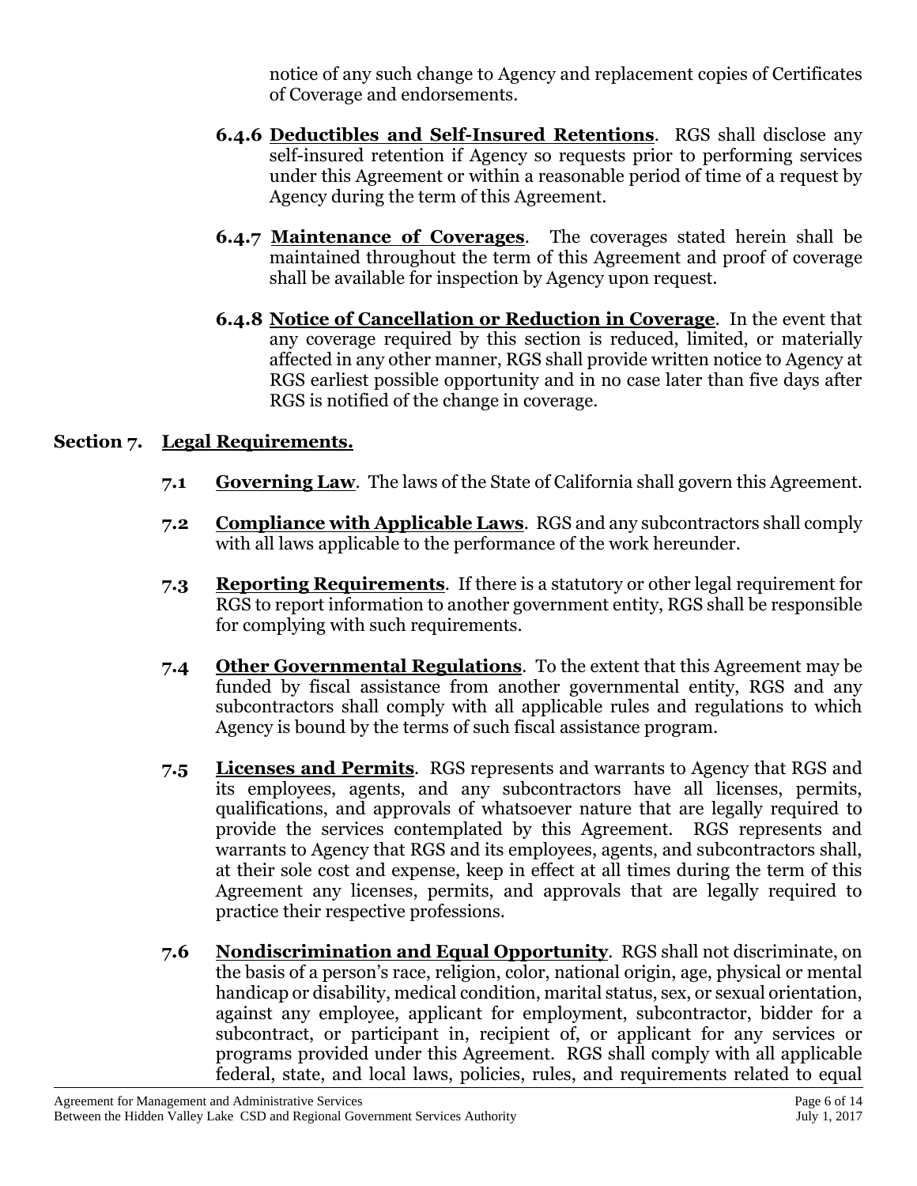notice of any such change to Agency and replacement copies of Certificates of Coverage and endorsements.

**6.4.6** **Deductibles and Self-Insured Retentions**. RGS shall disclose any self-insured retention if Agency so requests prior to performing services under this Agreement or within a reasonable period of time of a request by Agency during the term of this Agreement.

**6.4.7** **Maintenance of Coverages**. The coverages stated herein shall be maintained throughout the term of this Agreement and proof of coverage shall be available for inspection by Agency upon request.

**6.4.8** **Notice of Cancellation or Reduction in Coverage**. In the event that any coverage required by this section is reduced, limited, or materially affected in any other manner, RGS shall provide written notice to Agency at RGS earliest possible opportunity and in no case later than five days after RGS is notified of the change in coverage.

## Section 7. Legal Requirements.

**7.1** **Governing Law**. The laws of the State of California shall govern this Agreement.

**7.2** **Compliance with Applicable Laws**. RGS and any subcontractors shall comply with all laws applicable to the performance of the work hereunder.

**7.3** **Reporting Requirements**. If there is a statutory or other legal requirement for RGS to report information to another government entity, RGS shall be responsible for complying with such requirements.

**7.4** **Other Governmental Regulations**. To the extent that this Agreement may be funded by fiscal assistance from another governmental entity, RGS and any subcontractors shall comply with all applicable rules and regulations to which Agency is bound by the terms of such fiscal assistance program.

**7.5** **Licenses and Permits**. RGS represents and warrants to Agency that RGS and its employees, agents, and any subcontractors have all licenses, permits, qualifications, and approvals of whatsoever nature that are legally required to provide the services contemplated by this Agreement. RGS represents and warrants to Agency that RGS and its employees, agents, and subcontractors shall, at their sole cost and expense, keep in effect at all times during the term of this Agreement any licenses, permits, and approvals that are legally required to practice their respective professions.

**7.6** **Nondiscrimination and Equal Opportunity**. RGS shall not discriminate, on the basis of a person's race, religion, color, national origin, age, physical or mental handicap or disability, medical condition, marital status, sex, or sexual orientation, against any employee, applicant for employment, subcontractor, bidder for a subcontract, or participant in, recipient of, or applicant for any services or programs provided under this Agreement. RGS shall comply with all applicable federal, state, and local laws, policies, rules, and requirements related to equal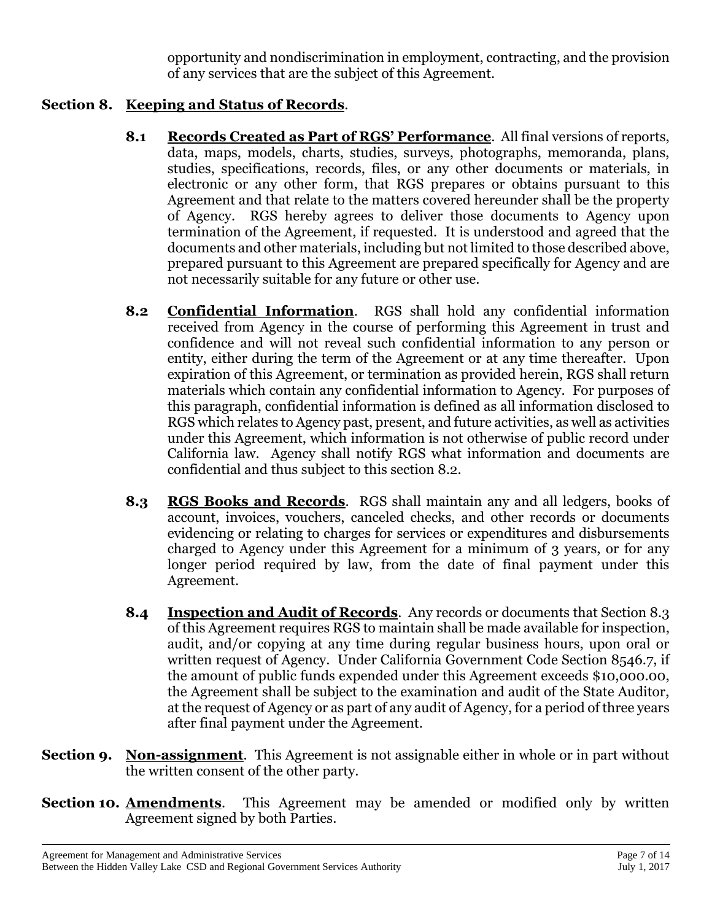opportunity and nondiscrimination in employment, contracting, and the provision of any services that are the subject of this Agreement.

**Section 8. Keeping and Status of Records**.

**8.1 Records Created as Part of RGS' Performance**. All final versions of reports, data, maps, models, charts, studies, surveys, photographs, memoranda, plans, studies, specifications, records, files, or any other documents or materials, in electronic or any other form, that RGS prepares or obtains pursuant to this Agreement and that relate to the matters covered hereunder shall be the property of Agency. RGS hereby agrees to deliver those documents to Agency upon termination of the Agreement, if requested. It is understood and agreed that the documents and other materials, including but not limited to those described above, prepared pursuant to this Agreement are prepared specifically for Agency and are not necessarily suitable for any future or other use.

**8.2 Confidential Information**. RGS shall hold any confidential information received from Agency in the course of performing this Agreement in trust and confidence and will not reveal such confidential information to any person or entity, either during the term of the Agreement or at any time thereafter. Upon expiration of this Agreement, or termination as provided herein, RGS shall return materials which contain any confidential information to Agency. For purposes of this paragraph, confidential information is defined as all information disclosed to RGS which relates to Agency past, present, and future activities, as well as activities under this Agreement, which information is not otherwise of public record under California law. Agency shall notify RGS what information and documents are confidential and thus subject to this section 8.2.

**8.3 RGS Books and Records**. RGS shall maintain any and all ledgers, books of account, invoices, vouchers, canceled checks, and other records or documents evidencing or relating to charges for services or expenditures and disbursements charged to Agency under this Agreement for a minimum of 3 years, or for any longer period required by law, from the date of final payment under this Agreement.

**8.4 Inspection and Audit of Records**. Any records or documents that Section 8.3 of this Agreement requires RGS to maintain shall be made available for inspection, audit, and/or copying at any time during regular business hours, upon oral or written request of Agency. Under California Government Code Section 8546.7, if the amount of public funds expended under this Agreement exceeds $10,000.00, the Agreement shall be subject to the examination and audit of the State Auditor, at the request of Agency or as part of any audit of Agency, for a period of three years after final payment under the Agreement.

**Section 9. Non-assignment**. This Agreement is not assignable either in whole or in part without the written consent of the other party.

**Section 10. Amendments**. This Agreement may be amended or modified only by written Agreement signed by both Parties.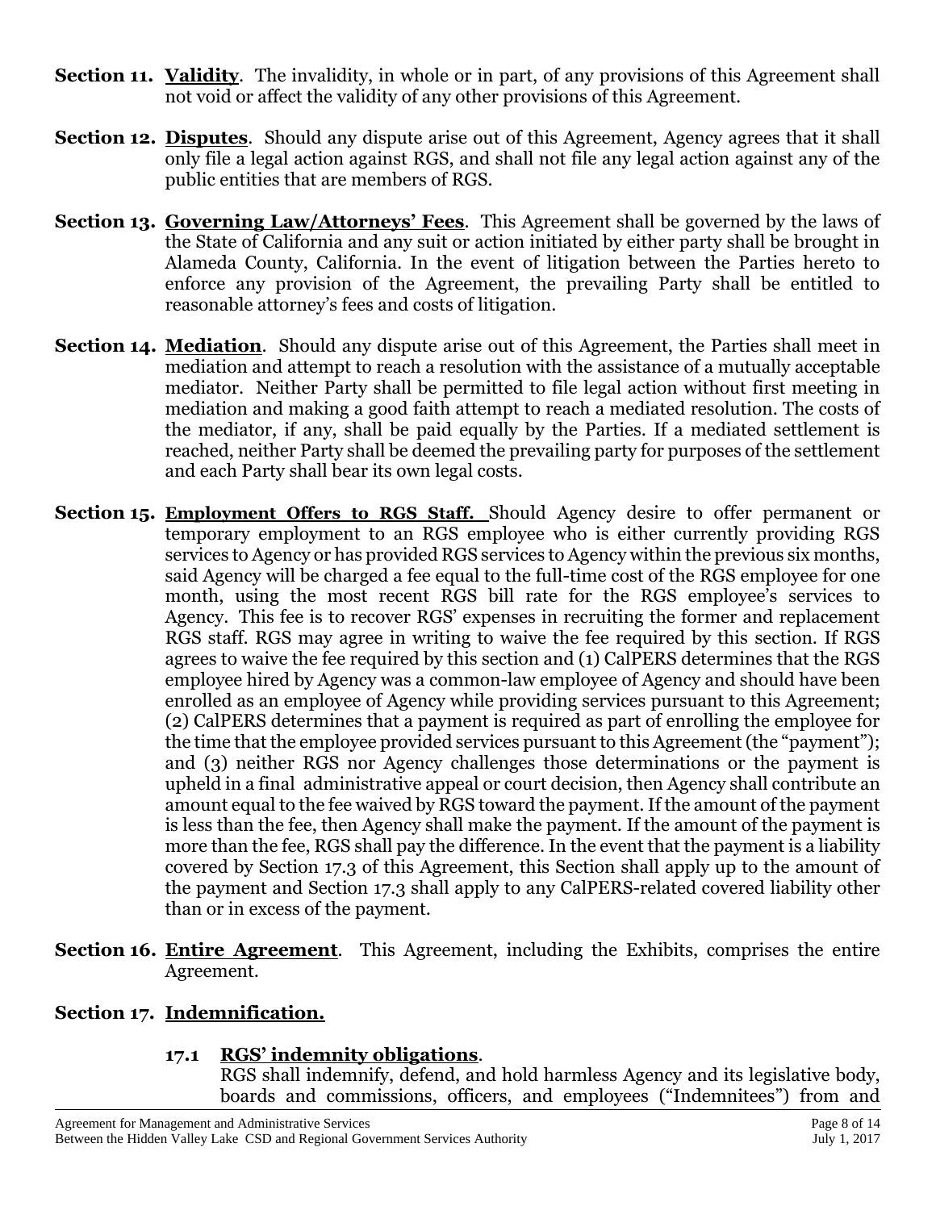**Section 11. Validity**. The invalidity, in whole or in part, of any provisions of this Agreement shall not void or affect the validity of any other provisions of this Agreement.

**Section 12. Disputes**. Should any dispute arise out of this Agreement, Agency agrees that it shall only file a legal action against RGS, and shall not file any legal action against any of the public entities that are members of RGS.

**Section 13. Governing Law/Attorneys' Fees**. This Agreement shall be governed by the laws of the State of California and any suit or action initiated by either party shall be brought in Alameda County, California. In the event of litigation between the Parties hereto to enforce any provision of the Agreement, the prevailing Party shall be entitled to reasonable attorney's fees and costs of litigation.

**Section 14. Mediation**. Should any dispute arise out of this Agreement, the Parties shall meet in mediation and attempt to reach a resolution with the assistance of a mutually acceptable mediator. Neither Party shall be permitted to file legal action without first meeting in mediation and making a good faith attempt to reach a mediated resolution. The costs of the mediator, if any, shall be paid equally by the Parties. If a mediated settlement is reached, neither Party shall be deemed the prevailing party for purposes of the settlement and each Party shall bear its own legal costs.

**Section 15. Employment Offers to RGS Staff.** Should Agency desire to offer permanent or temporary employment to an RGS employee who is either currently providing RGS services to Agency or has provided RGS services to Agency within the previous six months, said Agency will be charged a fee equal to the full-time cost of the RGS employee for one month, using the most recent RGS bill rate for the RGS employee's services to Agency. This fee is to recover RGS' expenses in recruiting the former and replacement RGS staff. RGS may agree in writing to waive the fee required by this section. If RGS agrees to waive the fee required by this section and (1) CalPERS determines that the RGS employee hired by Agency was a common-law employee of Agency and should have been enrolled as an employee of Agency while providing services pursuant to this Agreement; (2) CalPERS determines that a payment is required as part of enrolling the employee for the time that the employee provided services pursuant to this Agreement (the "payment"); and (3) neither RGS nor Agency challenges those determinations or the payment is upheld in a final administrative appeal or court decision, then Agency shall contribute an amount equal to the fee waived by RGS toward the payment. If the amount of the payment is less than the fee, then Agency shall make the payment. If the amount of the payment is more than the fee, RGS shall pay the difference. In the event that the payment is a liability covered by Section 17.3 of this Agreement, this Section shall apply up to the amount of the payment and Section 17.3 shall apply to any CalPERS-related covered liability other than or in excess of the payment.

**Section 16. Entire Agreement**. This Agreement, including the Exhibits, comprises the entire Agreement.

## Section 17. Indemnification.

### 17.1 RGS' indemnity obligations.

RGS shall indemnify, defend, and hold harmless Agency and its legislative body, boards and commissions, officers, and employees ("Indemnitees") from and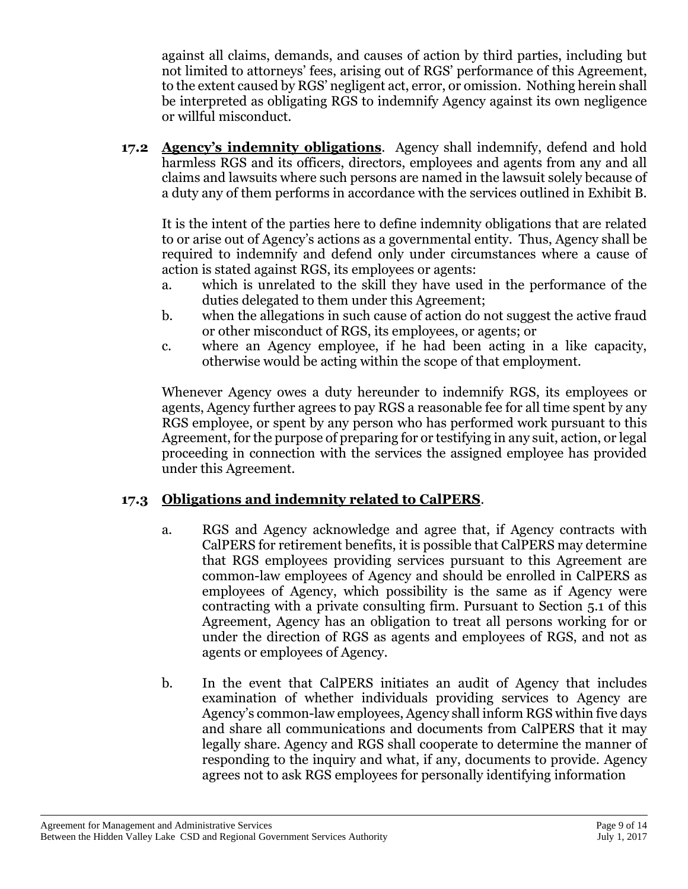against all claims, demands, and causes of action by third parties, including but not limited to attorneys' fees, arising out of RGS' performance of this Agreement, to the extent caused by RGS' negligent act, error, or omission. Nothing herein shall be interpreted as obligating RGS to indemnify Agency against its own negligence or willful misconduct.

**17.2 <u>Agency's indemnity obligations</u>**. Agency shall indemnify, defend and hold harmless RGS and its officers, directors, employees and agents from any and all claims and lawsuits where such persons are named in the lawsuit solely because of a duty any of them performs in accordance with the services outlined in Exhibit B.

It is the intent of the parties here to define indemnity obligations that are related to or arise out of Agency's actions as a governmental entity. Thus, Agency shall be required to indemnify and defend only under circumstances where a cause of action is stated against RGS, its employees or agents:

a. which is unrelated to the skill they have used in the performance of the duties delegated to them under this Agreement;
b. when the allegations in such cause of action do not suggest the active fraud or other misconduct of RGS, its employees, or agents; or
c. where an Agency employee, if he had been acting in a like capacity, otherwise would be acting within the scope of that employment.

Whenever Agency owes a duty hereunder to indemnify RGS, its employees or agents, Agency further agrees to pay RGS a reasonable fee for all time spent by any RGS employee, or spent by any person who has performed work pursuant to this Agreement, for the purpose of preparing for or testifying in any suit, action, or legal proceeding in connection with the services the assigned employee has provided under this Agreement.

**17.3 <u>Obligations and indemnity related to CalPERS</u>**.

a. RGS and Agency acknowledge and agree that, if Agency contracts with CalPERS for retirement benefits, it is possible that CalPERS may determine that RGS employees providing services pursuant to this Agreement are common-law employees of Agency and should be enrolled in CalPERS as employees of Agency, which possibility is the same as if Agency were contracting with a private consulting firm. Pursuant to Section 5.1 of this Agreement, Agency has an obligation to treat all persons working for or under the direction of RGS as agents and employees of RGS, and not as agents or employees of Agency.

b. In the event that CalPERS initiates an audit of Agency that includes examination of whether individuals providing services to Agency are Agency's common-law employees, Agency shall inform RGS within five days and share all communications and documents from CalPERS that it may legally share. Agency and RGS shall cooperate to determine the manner of responding to the inquiry and what, if any, documents to provide. Agency agrees not to ask RGS employees for personally identifying information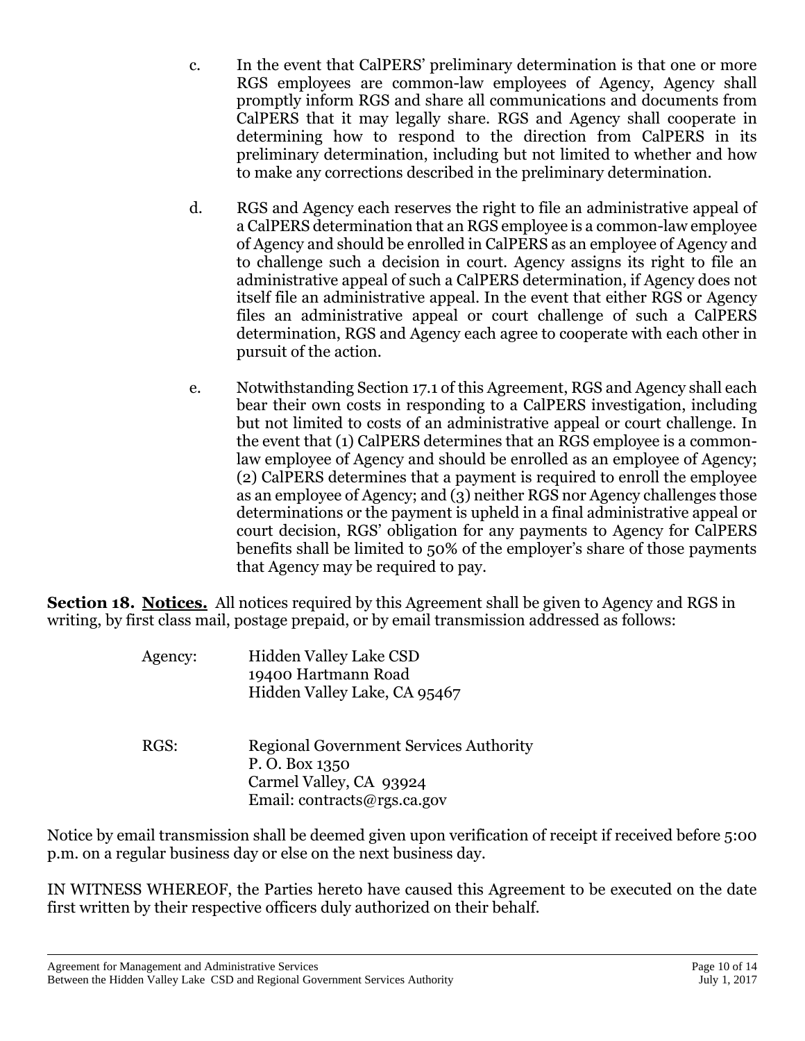c. In the event that CalPERS' preliminary determination is that one or more RGS employees are common-law employees of Agency, Agency shall promptly inform RGS and share all communications and documents from CalPERS that it may legally share. RGS and Agency shall cooperate in determining how to respond to the direction from CalPERS in its preliminary determination, including but not limited to whether and how to make any corrections described in the preliminary determination.

d. RGS and Agency each reserves the right to file an administrative appeal of a CalPERS determination that an RGS employee is a common-law employee of Agency and should be enrolled in CalPERS as an employee of Agency and to challenge such a decision in court. Agency assigns its right to file an administrative appeal of such a CalPERS determination, if Agency does not itself file an administrative appeal. In the event that either RGS or Agency files an administrative appeal or court challenge of such a CalPERS determination, RGS and Agency each agree to cooperate with each other in pursuit of the action.

e. Notwithstanding Section 17.1 of this Agreement, RGS and Agency shall each bear their own costs in responding to a CalPERS investigation, including but not limited to costs of an administrative appeal or court challenge. In the event that (1) CalPERS determines that an RGS employee is a common-law employee of Agency and should be enrolled as an employee of Agency; (2) CalPERS determines that a payment is required to enroll the employee as an employee of Agency; and (3) neither RGS nor Agency challenges those determinations or the payment is upheld in a final administrative appeal or court decision, RGS' obligation for any payments to Agency for CalPERS benefits shall be limited to 50% of the employer's share of those payments that Agency may be required to pay.

**Section 18. Notices.** All notices required by this Agreement shall be given to Agency and RGS in writing, by first class mail, postage prepaid, or by email transmission addressed as follows:

Agency: Hidden Valley Lake CSD
19400 Hartmann Road
Hidden Valley Lake, CA 95467

RGS: Regional Government Services Authority
P. O. Box 1350
Carmel Valley, CA 93924
Email: contracts@rgs.ca.gov

Notice by email transmission shall be deemed given upon verification of receipt if received before 5:00 p.m. on a regular business day or else on the next business day.

IN WITNESS WHEREOF, the Parties hereto have caused this Agreement to be executed on the date first written by their respective officers duly authorized on their behalf.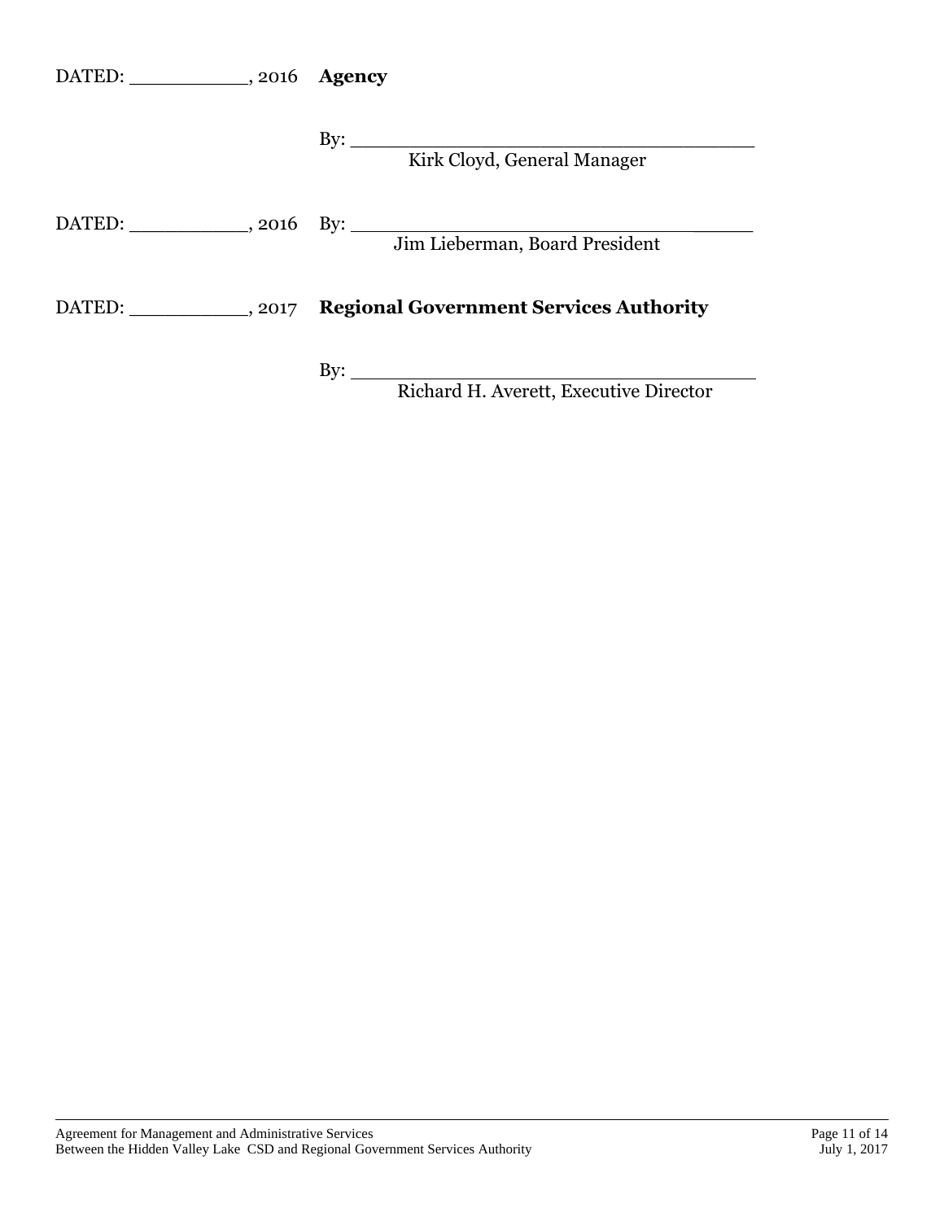DATED: ___________, 2016 **Agency**

By: ______________________________________
Kirk Cloyd, General Manager

DATED: ___________, 2016 By: ______________________________________
Jim Lieberman, Board President

DATED: ___________, 2017 **Regional Government Services Authority**

By: ______________________________________
Richard H. Averett, Executive Director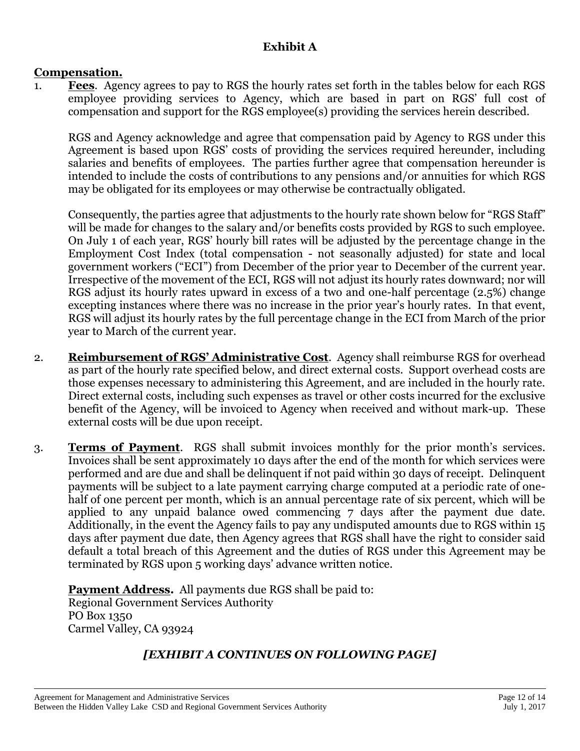## Exhibit A

**Compensation.**

1. **Fees**. Agency agrees to pay to RGS the hourly rates set forth in the tables below for each RGS employee providing services to Agency, which are based in part on RGS' full cost of compensation and support for the RGS employee(s) providing the services herein described.

   RGS and Agency acknowledge and agree that compensation paid by Agency to RGS under this Agreement is based upon RGS' costs of providing the services required hereunder, including salaries and benefits of employees. The parties further agree that compensation hereunder is intended to include the costs of contributions to any pensions and/or annuities for which RGS may be obligated for its employees or may otherwise be contractually obligated.

   Consequently, the parties agree that adjustments to the hourly rate shown below for "RGS Staff" will be made for changes to the salary and/or benefits costs provided by RGS to such employee. On July 1 of each year, RGS' hourly bill rates will be adjusted by the percentage change in the Employment Cost Index (total compensation - not seasonally adjusted) for state and local government workers ("ECI") from December of the prior year to December of the current year. Irrespective of the movement of the ECI, RGS will not adjust its hourly rates downward; nor will RGS adjust its hourly rates upward in excess of a two and one-half percentage (2.5%) change excepting instances where there was no increase in the prior year's hourly rates. In that event, RGS will adjust its hourly rates by the full percentage change in the ECI from March of the prior year to March of the current year.

2. **Reimbursement of RGS' Administrative Cost**. Agency shall reimburse RGS for overhead as part of the hourly rate specified below, and direct external costs. Support overhead costs are those expenses necessary to administering this Agreement, and are included in the hourly rate. Direct external costs, including such expenses as travel or other costs incurred for the exclusive benefit of the Agency, will be invoiced to Agency when received and without mark-up. These external costs will be due upon receipt.

3. **Terms of Payment**. RGS shall submit invoices monthly for the prior month's services. Invoices shall be sent approximately 10 days after the end of the month for which services were performed and are due and shall be delinquent if not paid within 30 days of receipt. Delinquent payments will be subject to a late payment carrying charge computed at a periodic rate of one-half of one percent per month, which is an annual percentage rate of six percent, which will be applied to any unpaid balance owed commencing 7 days after the payment due date. Additionally, in the event the Agency fails to pay any undisputed amounts due to RGS within 15 days after payment due date, then Agency agrees that RGS shall have the right to consider said default a total breach of this Agreement and the duties of RGS under this Agreement may be terminated by RGS upon 5 working days' advance written notice.

   **Payment Address.** All payments due RGS shall be paid to:
   Regional Government Services Authority
   PO Box 1350
   Carmel Valley, CA 93924

***[EXHIBIT A CONTINUES ON FOLLOWING PAGE]***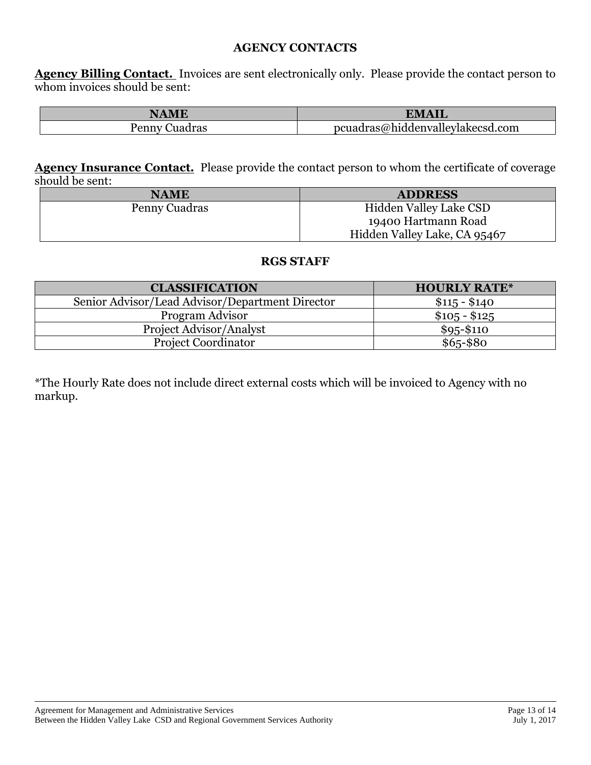## AGENCY CONTACTS

**Agency Billing Contact.** Invoices are sent electronically only. Please provide the contact person to whom invoices should be sent:

| NAME | EMAIL |
|---|---|
| Penny Cuadras | pcuadras@hiddenvalleylakecsd.com |

**Agency Insurance Contact.** Please provide the contact person to whom the certificate of coverage should be sent:

| NAME | ADDRESS |
|---|---|
| Penny Cuadras | Hidden Valley Lake CSD<br>19400 Hartmann Road<br>Hidden Valley Lake, CA 95467 |

## RGS STAFF

| CLASSIFICATION | HOURLY RATE* |
|---|---|
| Senior Advisor/Lead Advisor/Department Director | $115 - $140 |
| Program Advisor | $105 - $125 |
| Project Advisor/Analyst | $95-$110 |
| Project Coordinator | $65-$80 |

*The Hourly Rate does not include direct external costs which will be invoiced to Agency with no markup.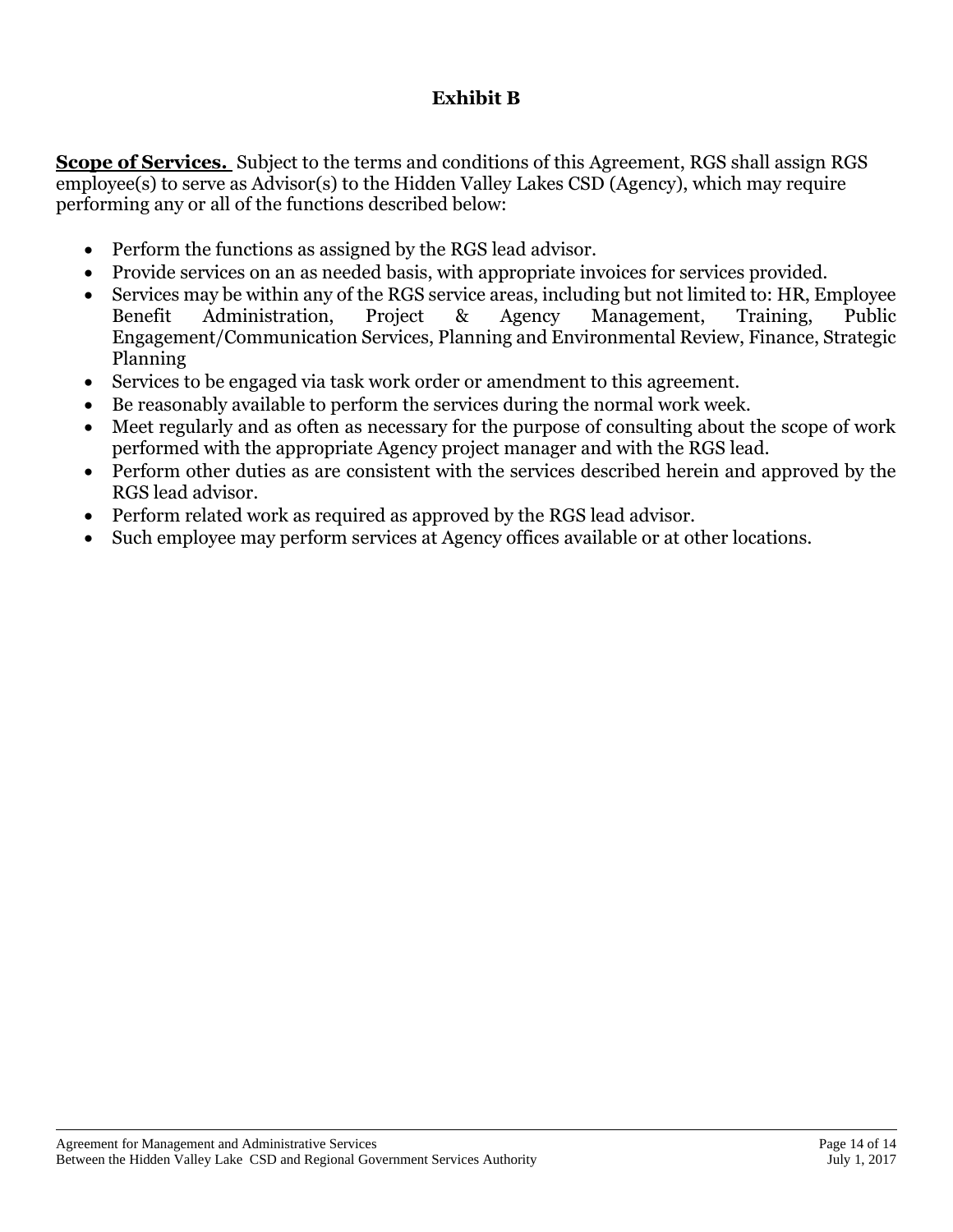# Exhibit B

**Scope of Services.** Subject to the terms and conditions of this Agreement, RGS shall assign RGS employee(s) to serve as Advisor(s) to the Hidden Valley Lakes CSD (Agency), which may require performing any or all of the functions described below:

- Perform the functions as assigned by the RGS lead advisor.
- Provide services on an as needed basis, with appropriate invoices for services provided.
- Services may be within any of the RGS service areas, including but not limited to: HR, Employee Benefit Administration, Project & Agency Management, Training, Public Engagement/Communication Services, Planning and Environmental Review, Finance, Strategic Planning
- Services to be engaged via task work order or amendment to this agreement.
- Be reasonably available to perform the services during the normal work week.
- Meet regularly and as often as necessary for the purpose of consulting about the scope of work performed with the appropriate Agency project manager and with the RGS lead.
- Perform other duties as are consistent with the services described herein and approved by the RGS lead advisor.
- Perform related work as required as approved by the RGS lead advisor.
- Such employee may perform services at Agency offices available or at other locations.